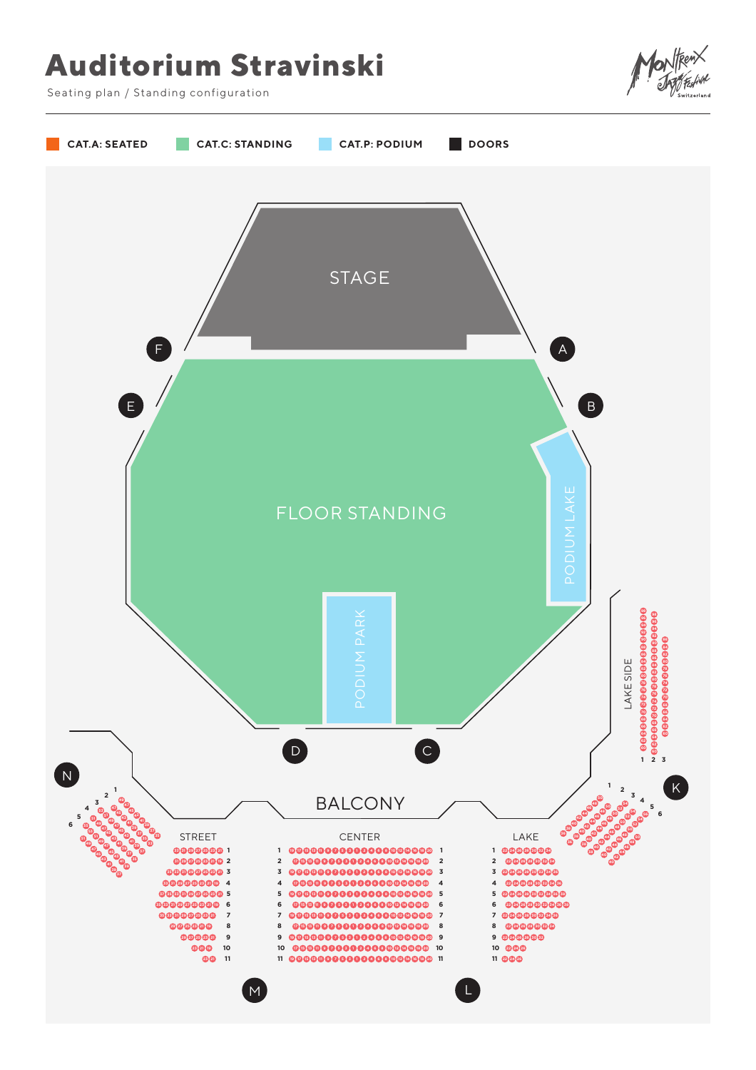# Auditorium Stravinski

Seating plan / Standing configuration

CAT.A: SEATED    CAT.C: STANDING    CAT.P: PODIUM    DOORS

STAGE

FLOOR STANDING

PODIUM LAKE

PODIUM PARK

BALCONY

STREET

CENTER

LAKE

LAKE SIDE

A B C D E F K L M N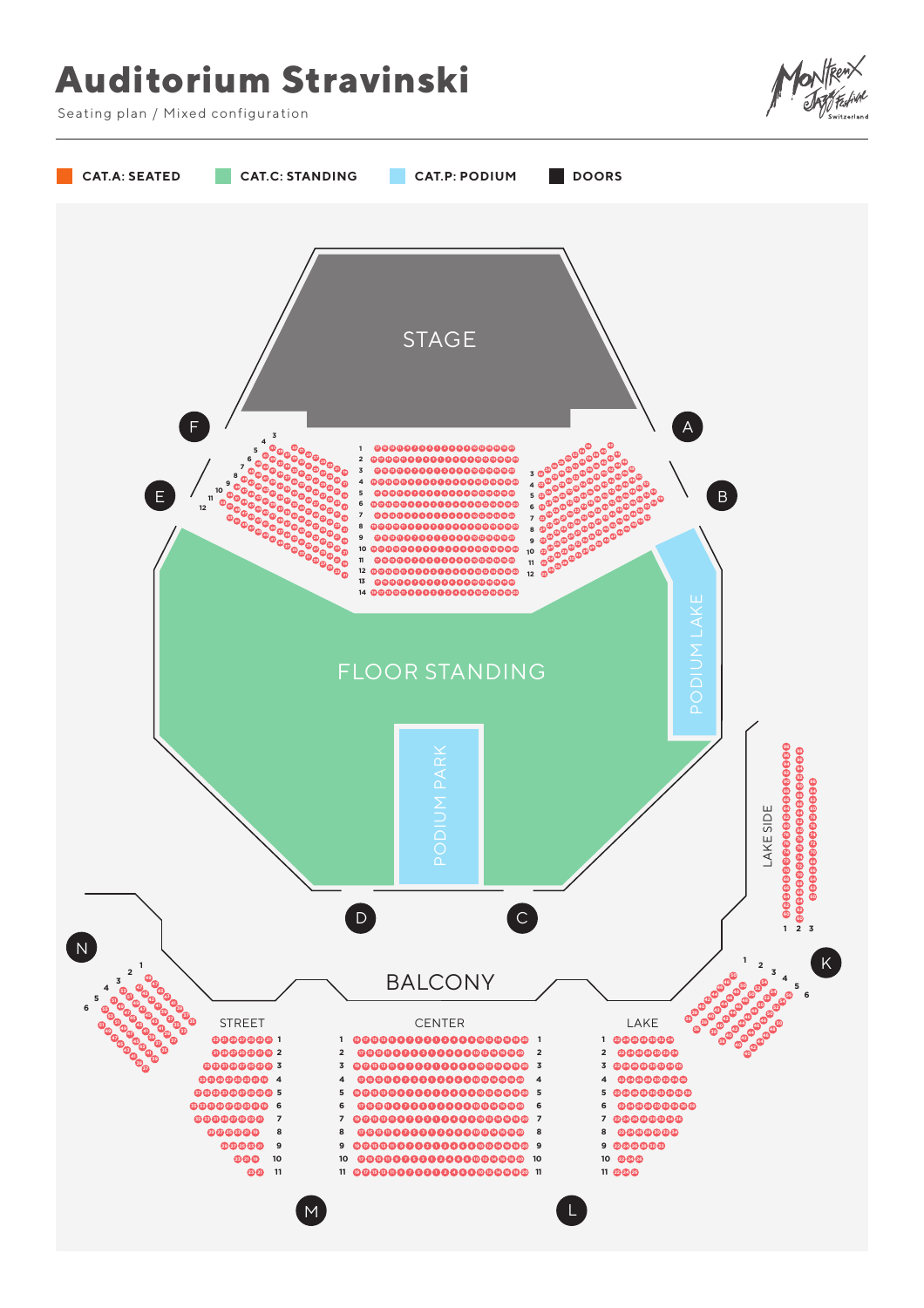# Auditorium Stravinski

Seating plan / Mixed configuration

CAT.A: SEATED  CAT.C: STANDING  CAT.P: PODIUM  DOORS

STAGE

FLOOR STANDING

PODIUM LAKE

PODIUM PARK

LAKE SIDE

BALCONY

STREET

CENTER

LAKE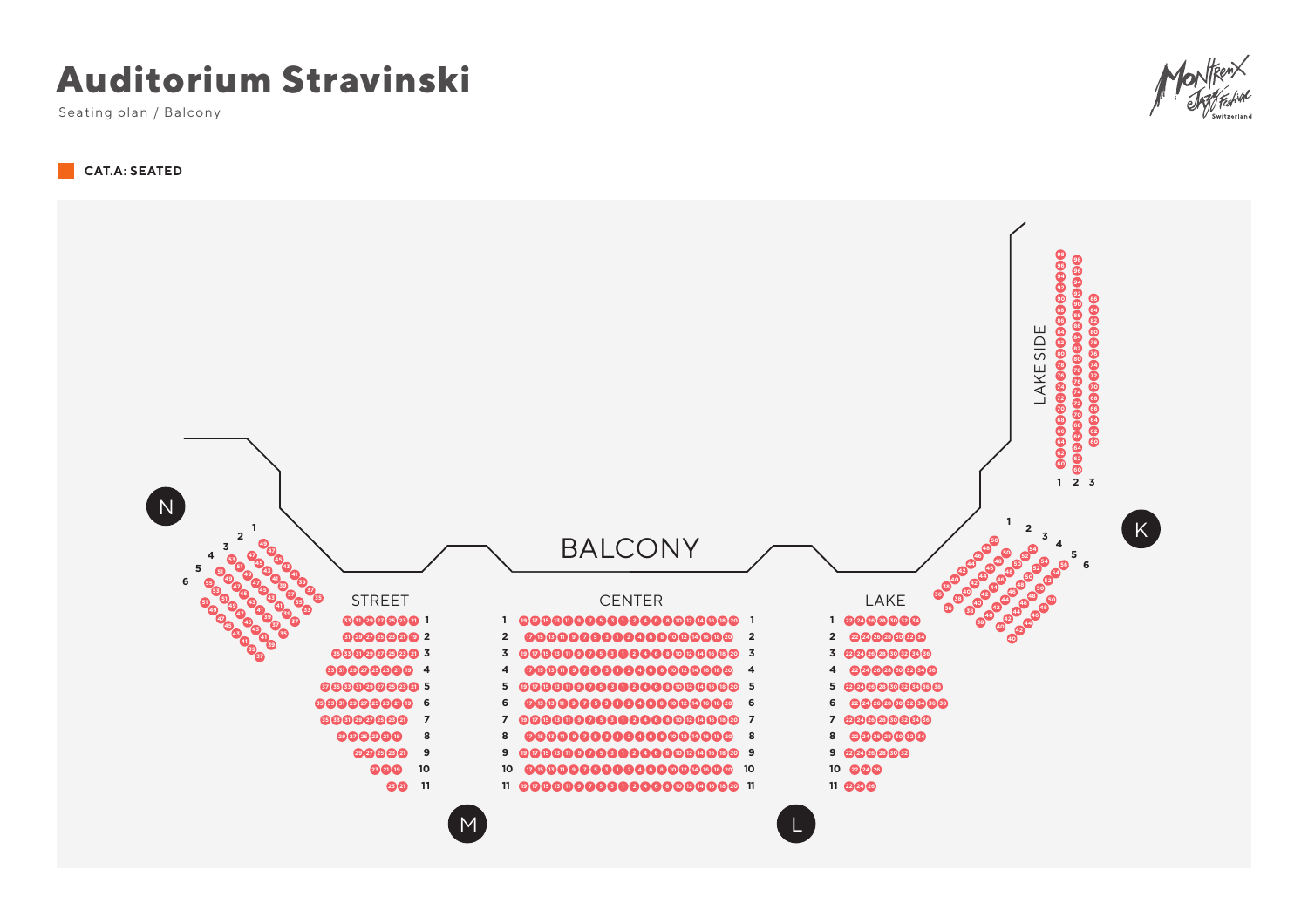# Auditorium Stravinski

Seating plan / Balcony

CAT.A: SEATED

BALCONY

STREET

CENTER

LAKE

LAKE SIDE

N

M

L

K